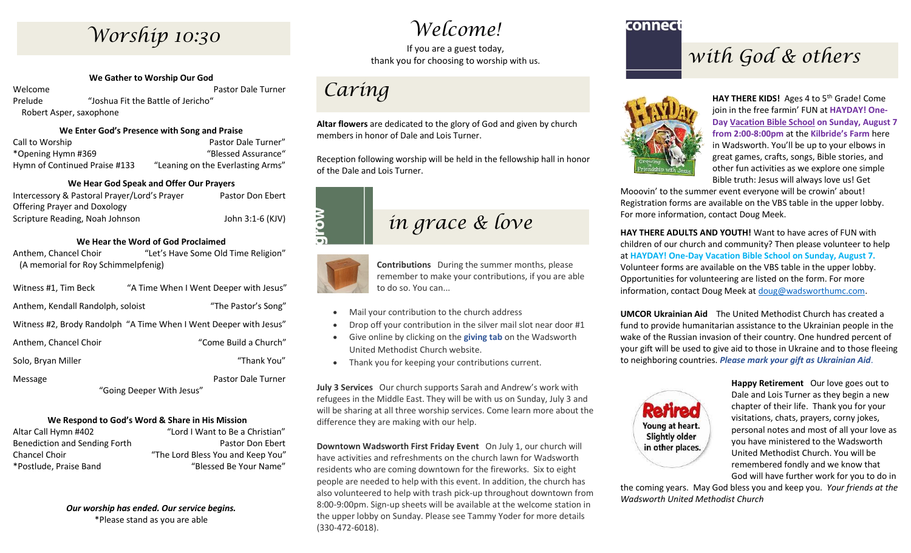# Worship 10:30

### We Gather to Worship Our God

Welcome — Pastor Dale Turner

Prelude — "Joshua Fit the Battle of Jericho"
Robert Asper, saxophone

### We Enter God's Presence with Song and Praise

Call to Worship — Pastor Dale Turner"

*Opening Hymn #369 — "Blessed Assurance"

Hymn of Continued Praise #133 — "Leaning on the Everlasting Arms"

### We Hear God Speak and Offer Our Prayers

Intercessory & Pastoral Prayer/Lord's Prayer — Pastor Don Ebert

Offering Prayer and Doxology

Scripture Reading, Noah Johnson — John 3:1-6 (KJV)

### We Hear the Word of God Proclaimed

Anthem, Chancel Choir — "Let's Have Some Old Time Religion"
(A memorial for Roy Schimmelpfenig)

Witness #1, Tim Beck — "A Time When I Went Deeper with Jesus"

Anthem, Kendall Randolph, soloist — "The Pastor's Song"

Witness #2, Brody Randolph — "A Time When I Went Deeper with Jesus"

Anthem, Chancel Choir — "Come Build a Church"

Solo, Bryan Miller — "Thank You"

Message — Pastor Dale Turner
"Going Deeper With Jesus"

### We Respond to God's Word & Share in His Mission

Altar Call Hymn #402 — "Lord I Want to Be a Christian"

Benediction and Sending Forth — Pastor Don Ebert

Chancel Choir — "The Lord Bless You and Keep You"

*Postlude, Praise Band — "Blessed Be Your Name"

***Our worship has ended. Our service begins.***

*Please stand as you are able

# Welcome!

If you are a guest today,
thank you for choosing to worship with us.

## Caring

**Altar flowers** are dedicated to the glory of God and given by church members in honor of Dale and Lois Turner.

Reception following worship will be held in the fellowship hall in honor of the Dale and Lois Turner.

## grow in grace & love

**Contributions** During the summer months, please remember to make your contributions, if you are able to do so. You can...

- Mail your contribution to the church address
- Drop off your contribution in the silver mail slot near door #1
- Give online by clicking on the **giving tab** on the Wadsworth United Methodist Church website.
- Thank you for keeping your contributions current.

**July 3 Services** Our church supports Sarah and Andrew's work with refugees in the Middle East. They will be with us on Sunday, July 3 and will be sharing at all three worship services. Come learn more about the difference they are making with our help.

**Downtown Wadsworth First Friday Event** On July 1, our church will have activities and refreshments on the church lawn for Wadsworth residents who are coming downtown for the fireworks. Six to eight people are needed to help with this event. In addition, the church has also volunteered to help with trash pick-up throughout downtown from 8:00-9:00pm. Sign-up sheets will be available at the welcome station in the upper lobby on Sunday. Please see Tammy Yoder for more details (330-472-6018).

## connect with God & others

**HAY THERE KIDS!** Ages 4 to 5th Grade! Come join in the free farmin' FUN at **HAYDAY! One-Day Vacation Bible School on Sunday, August 7 from 2:00-8:00pm** at the **Kilbride's Farm** here in Wadsworth. You'll be up to your elbows in great games, crafts, songs, Bible stories, and other fun activities as we explore one simple Bible truth: Jesus will always love us! Get Mooovin' to the summer event everyone will be crowin' about! Registration forms are available on the VBS table in the upper lobby. For more information, contact Doug Meek.

**HAY THERE ADULTS AND YOUTH!** Want to have acres of FUN with children of our church and community? Then please volunteer to help at **HAYDAY! One-Day Vacation Bible School on Sunday, August 7.** Volunteer forms are available on the VBS table in the upper lobby. Opportunities for volunteering are listed on the form. For more information, contact Doug Meek at doug@wadsworthumc.com.

**UMCOR Ukrainian Aid** The United Methodist Church has created a fund to provide humanitarian assistance to the Ukrainian people in the wake of the Russian invasion of their country. One hundred percent of your gift will be used to give aid to those in Ukraine and to those fleeing to neighboring countries. ***Please mark your gift as Ukrainian Aid***.

**Happy Retirement** Our love goes out to Dale and Lois Turner as they begin a new chapter of their life. Thank you for your visitations, chats, prayers, corny jokes, personal notes and most of all your love as you have ministered to the Wadsworth United Methodist Church. You will be remembered fondly and we know that God will have further work for you to do in the coming years. May God bless you and keep you. *Your friends at the Wadsworth United Methodist Church*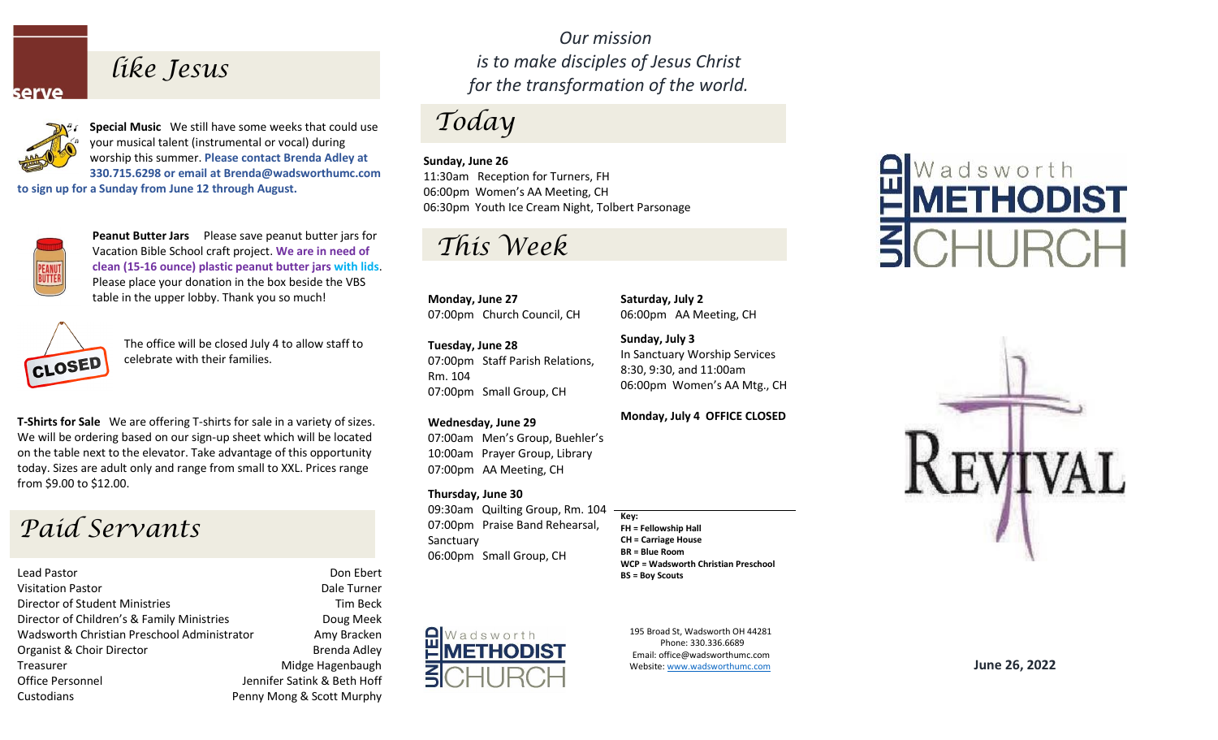serve

# like Jesus

**Special Music** We still have some weeks that could use your musical talent (instrumental or vocal) during worship this summer. **Please contact Brenda Adley at 330.715.6298 or email at Brenda@wadsworthumc.com to sign up for a Sunday from June 12 through August.**

**Peanut Butter Jars** Please save peanut butter jars for Vacation Bible School craft project. **We are in need of clean (15-16 ounce) plastic peanut butter jars with lids**. Please place your donation in the box beside the VBS table in the upper lobby. Thank you so much!

The office will be closed July 4 to allow staff to celebrate with their families.

**T-Shirts for Sale** We are offering T-shirts for sale in a variety of sizes. We will be ordering based on our sign-up sheet which will be located on the table next to the elevator. Take advantage of this opportunity today. Sizes are adult only and range from small to XXL. Prices range from $9.00 to $12.00.

# Paid Servants

| | |
|---|---|
| Lead Pastor | Don Ebert |
| Visitation Pastor | Dale Turner |
| Director of Student Ministries | Tim Beck |
| Director of Children's & Family Ministries | Doug Meek |
| Wadsworth Christian Preschool Administrator | Amy Bracken |
| Organist & Choir Director | Brenda Adley |
| Treasurer | Midge Hagenbaugh |
| Office Personnel | Jennifer Satink & Beth Hoff |
| Custodians | Penny Mong & Scott Murphy |

*Our mission is to make disciples of Jesus Christ for the transformation of the world.*

# Today

**Sunday, June 26**
11:30am Reception for Turners, FH
06:00pm Women's AA Meeting, CH
06:30pm Youth Ice Cream Night, Tolbert Parsonage

# This Week

**Monday, June 27**
07:00pm Church Council, CH

**Tuesday, June 28**
07:00pm Staff Parish Relations, Rm. 104
07:00pm Small Group, CH

**Wednesday, June 29**
07:00am Men's Group, Buehler's
10:00am Prayer Group, Library
07:00pm AA Meeting, CH

**Thursday, June 30**
09:30am Quilting Group, Rm. 104
07:00pm Praise Band Rehearsal, Sanctuary
06:00pm Small Group, CH

**Saturday, July 2**
06:00pm AA Meeting, CH

**Sunday, July 3**
In Sanctuary Worship Services
8:30, 9:30, and 11:00am
06:00pm Women's AA Mtg., CH

**Monday, July 4 OFFICE CLOSED**

**Key:**
**FH = Fellowship Hall**
**CH = Carriage House**
**BR = Blue Room**
**WCP = Wadsworth Christian Preschool**
**BS = Boy Scouts**

UNITED Wadsworth METHODIST CHURCH

195 Broad St, Wadsworth OH 44281
Phone: 330.336.6689
Email: office@wadsworthumc.com
Website: www.wadsworthumc.com

UNITED Wadsworth METHODIST CHURCH

REVIVAL

**June 26, 2022**